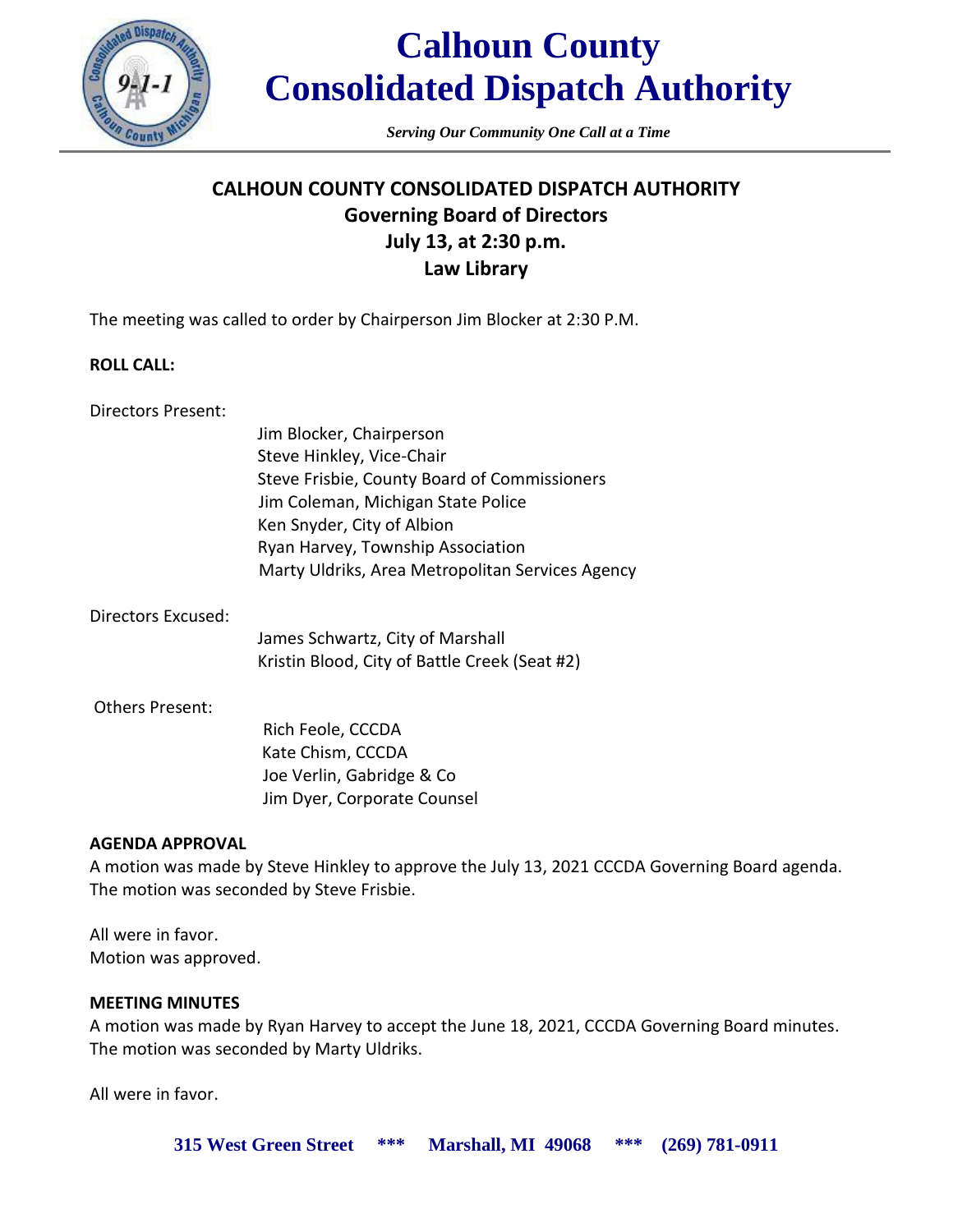# Calhoun County Consolidated Dispatch Authority

*Serving Our Community One Call at a Time*

## CALHOUN COUNTY CONSOLIDATED DISPATCH AUTHORITY
## Governing Board of Directors
## July 13, at 2:30 p.m.
## Law Library

The meeting was called to order by Chairperson Jim Blocker at 2:30 P.M.

**ROLL CALL:**

Directors Present:

Jim Blocker, Chairperson
Steve Hinkley, Vice-Chair
Steve Frisbie, County Board of Commissioners
Jim Coleman, Michigan State Police
Ken Snyder, City of Albion
Ryan Harvey, Township Association
Marty Uldriks, Area Metropolitan Services Agency

Directors Excused:

James Schwartz, City of Marshall
Kristin Blood, City of Battle Creek (Seat #2)

Others Present:

Rich Feole, CCCDA
Kate Chism, CCCDA
Joe Verlin, Gabridge & Co
Jim Dyer, Corporate Counsel

**AGENDA APPROVAL**

A motion was made by Steve Hinkley to approve the July 13, 2021 CCCDA Governing Board agenda. The motion was seconded by Steve Frisbie.

All were in favor.
Motion was approved.

**MEETING MINUTES**

A motion was made by Ryan Harvey to accept the June 18, 2021, CCCDA Governing Board minutes. The motion was seconded by Marty Uldriks.

All were in favor.

**315 West Green Street \*\*\* Marshall, MI 49068 \*\*\* (269) 781-0911**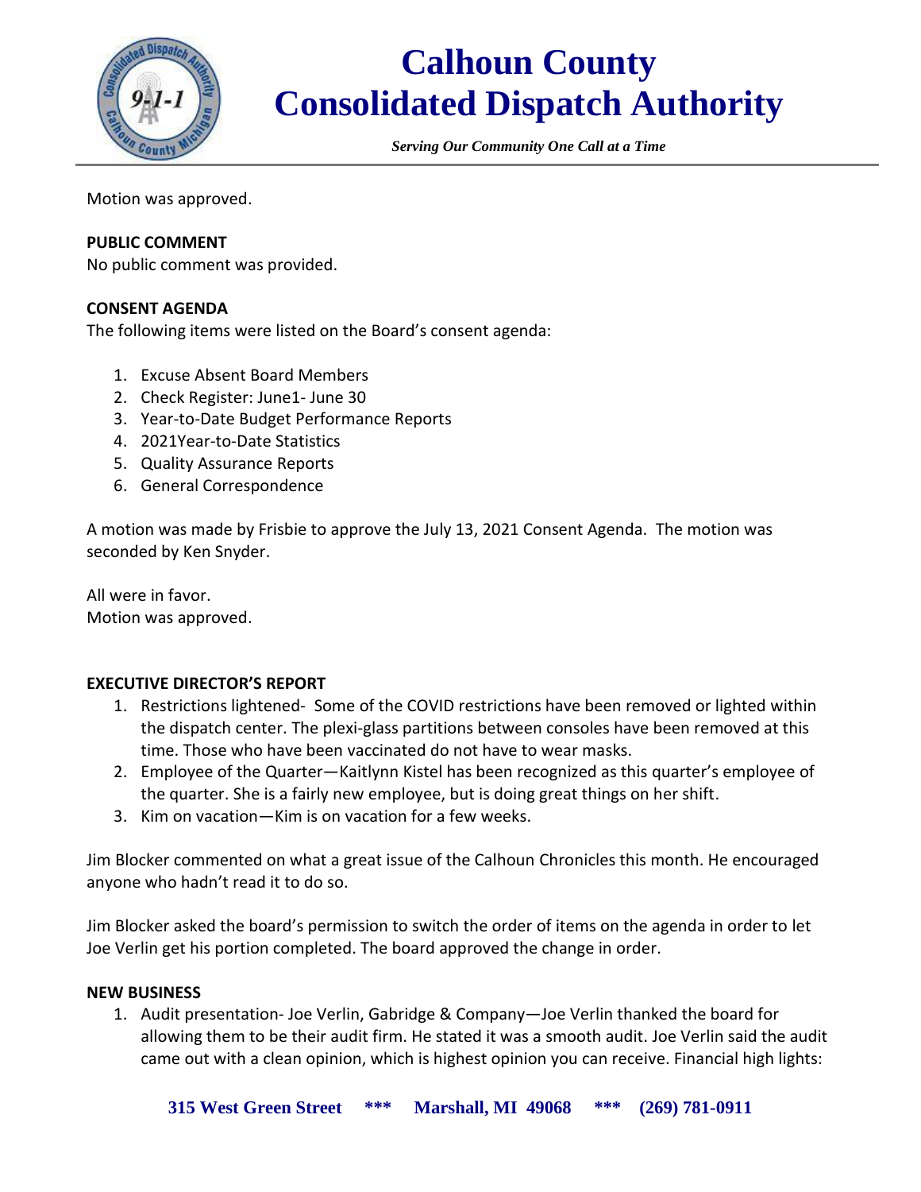Motion was approved.

**PUBLIC COMMENT**
No public comment was provided.

**CONSENT AGENDA**
The following items were listed on the Board's consent agenda:

1. Excuse Absent Board Members
2. Check Register: June1- June 30
3. Year-to-Date Budget Performance Reports
4. 2021Year-to-Date Statistics
5. Quality Assurance Reports
6. General Correspondence

A motion was made by Frisbie to approve the July 13, 2021 Consent Agenda. The motion was seconded by Ken Snyder.

All were in favor.
Motion was approved.

**EXECUTIVE DIRECTOR'S REPORT**

1. Restrictions lightened- Some of the COVID restrictions have been removed or lighted within the dispatch center. The plexi-glass partitions between consoles have been removed at this time. Those who have been vaccinated do not have to wear masks.
2. Employee of the Quarter—Kaitlynn Kistel has been recognized as this quarter's employee of the quarter. She is a fairly new employee, but is doing great things on her shift.
3. Kim on vacation—Kim is on vacation for a few weeks.

Jim Blocker commented on what a great issue of the Calhoun Chronicles this month. He encouraged anyone who hadn't read it to do so.

Jim Blocker asked the board's permission to switch the order of items on the agenda in order to let Joe Verlin get his portion completed. The board approved the change in order.

**NEW BUSINESS**

1. Audit presentation- Joe Verlin, Gabridge & Company—Joe Verlin thanked the board for allowing them to be their audit firm. He stated it was a smooth audit. Joe Verlin said the audit came out with a clean opinion, which is highest opinion you can receive. Financial high lights: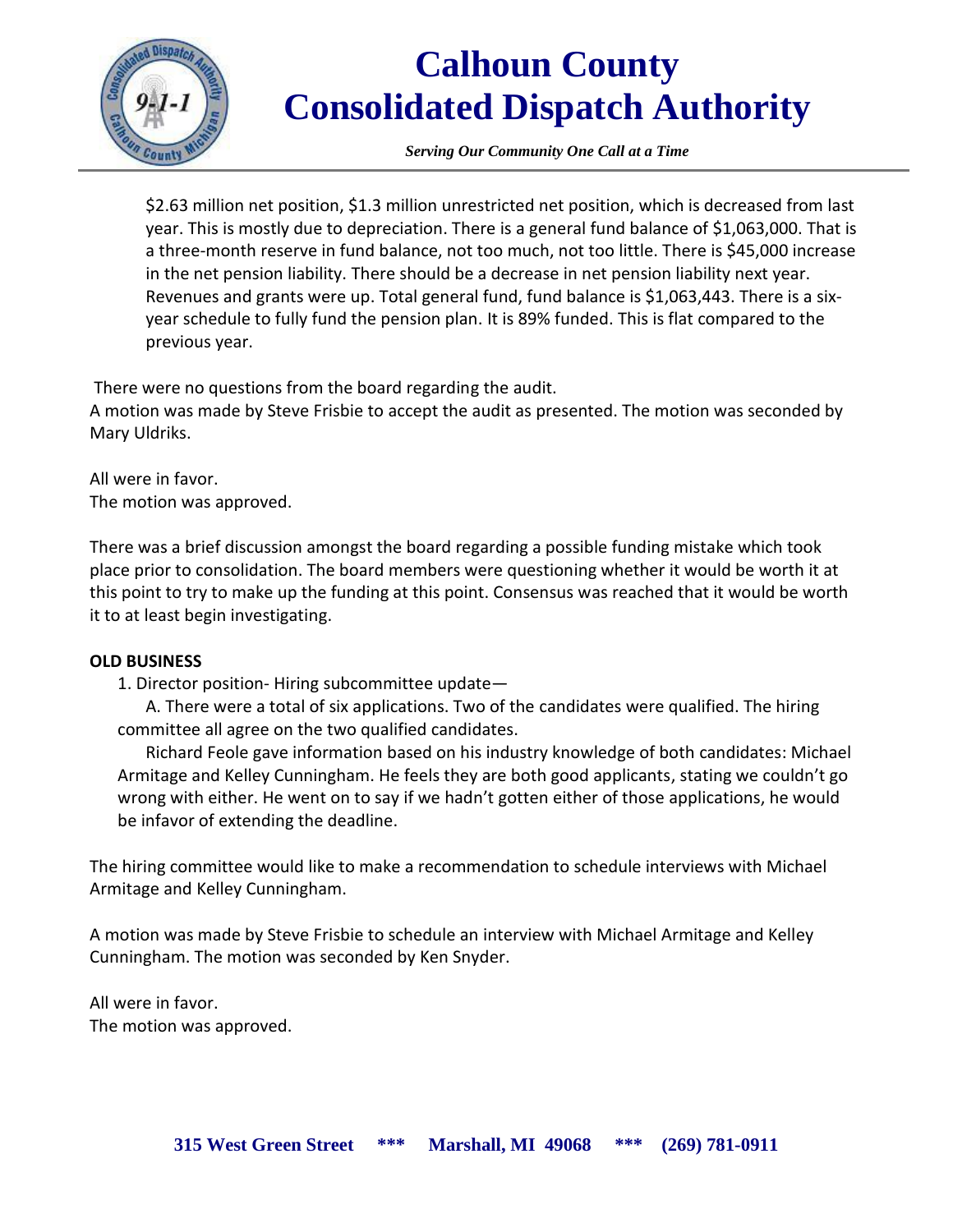$2.63 million net position, $1.3 million unrestricted net position, which is decreased from last year. This is mostly due to depreciation. There is a general fund balance of $1,063,000. That is a three-month reserve in fund balance, not too much, not too little. There is $45,000 increase in the net pension liability. There should be a decrease in net pension liability next year. Revenues and grants were up. Total general fund, fund balance is $1,063,443. There is a six-year schedule to fully fund the pension plan. It is 89% funded. This is flat compared to the previous year.

There were no questions from the board regarding the audit.
A motion was made by Steve Frisbie to accept the audit as presented. The motion was seconded by Mary Uldriks.

All were in favor.
The motion was approved.

There was a brief discussion amongst the board regarding a possible funding mistake which took place prior to consolidation. The board members were questioning whether it would be worth it at this point to try to make up the funding at this point. Consensus was reached that it would be worth it to at least begin investigating.

**OLD BUSINESS**

1. Director position- Hiring subcommittee update—

   A. There were a total of six applications. Two of the candidates were qualified. The hiring committee all agree on the two qualified candidates.

   Richard Feole gave information based on his industry knowledge of both candidates: Michael Armitage and Kelley Cunningham. He feels they are both good applicants, stating we couldn't go wrong with either. He went on to say if we hadn't gotten either of those applications, he would be infavor of extending the deadline.

The hiring committee would like to make a recommendation to schedule interviews with Michael Armitage and Kelley Cunningham.

A motion was made by Steve Frisbie to schedule an interview with Michael Armitage and Kelley Cunningham. The motion was seconded by Ken Snyder.

All were in favor.
The motion was approved.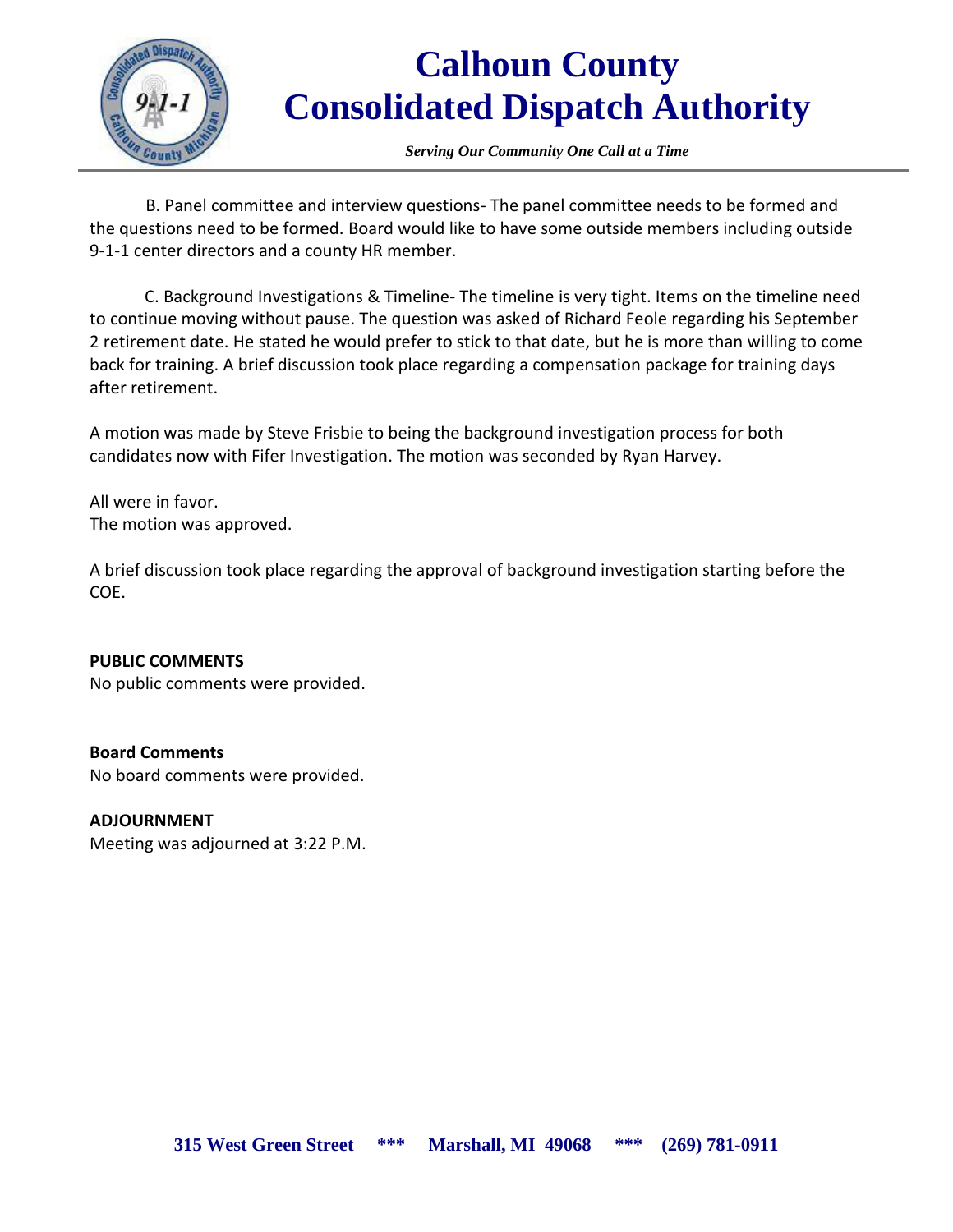B. Panel committee and interview questions- The panel committee needs to be formed and the questions need to be formed. Board would like to have some outside members including outside 9-1-1 center directors and a county HR member.

C. Background Investigations & Timeline- The timeline is very tight. Items on the timeline need to continue moving without pause. The question was asked of Richard Feole regarding his September 2 retirement date. He stated he would prefer to stick to that date, but he is more than willing to come back for training. A brief discussion took place regarding a compensation package for training days after retirement.

A motion was made by Steve Frisbie to being the background investigation process for both candidates now with Fifer Investigation. The motion was seconded by Ryan Harvey.

All were in favor.
The motion was approved.

A brief discussion took place regarding the approval of background investigation starting before the COE.

**PUBLIC COMMENTS**
No public comments were provided.

**Board Comments**
No board comments were provided.

**ADJOURNMENT**
Meeting was adjourned at 3:22 P.M.